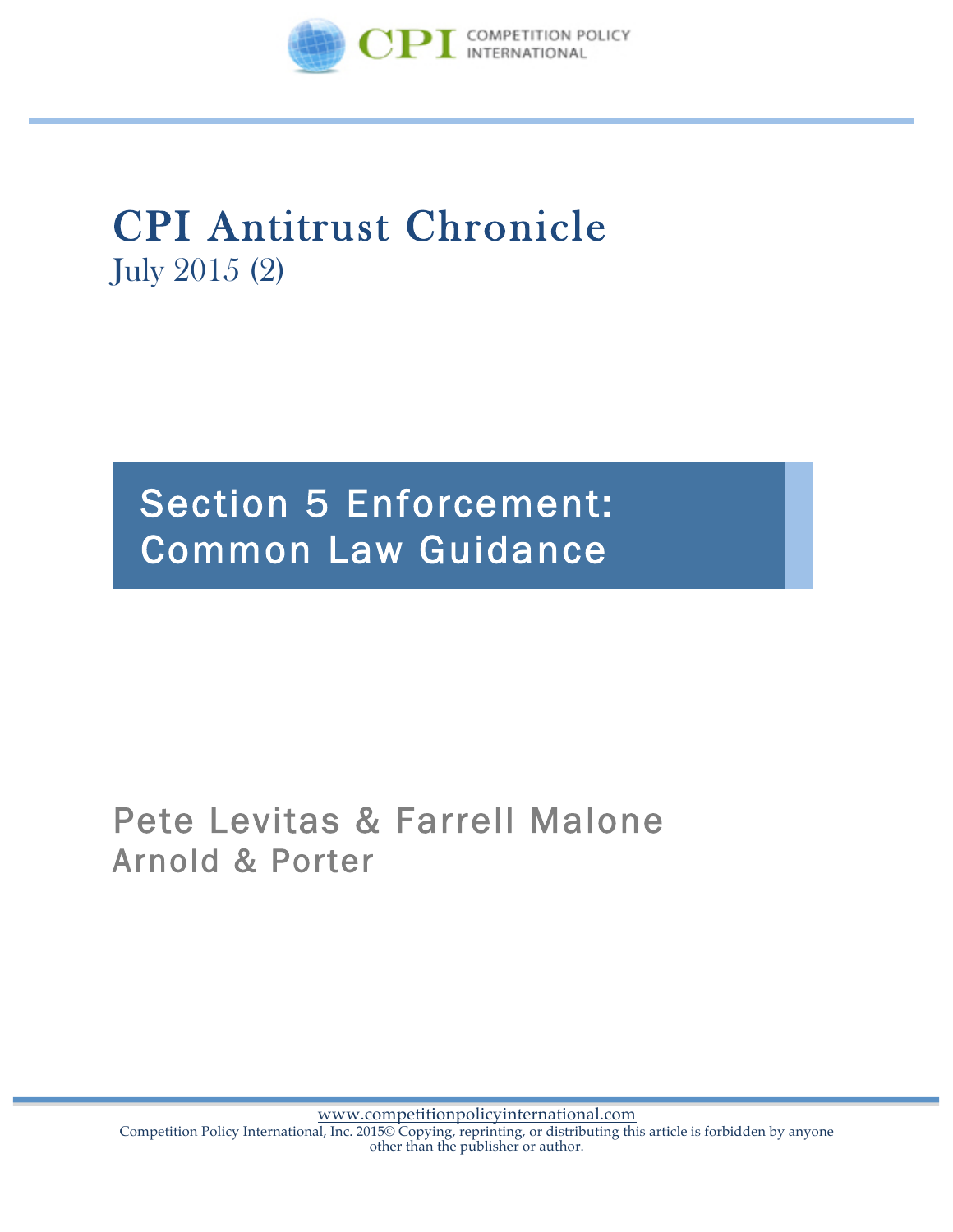# CPI Antitrust Chronicle

July 2015 (2)

## Section 5 Enforcement: Common Law Guidance

Pete Levitas & Farrell Malone

Arnold & Porter

www.competitionpolicyinternational.com

Competition Policy International, Inc. 2015© Copying, reprinting, or distributing this article is forbidden by anyone other than the publisher or author.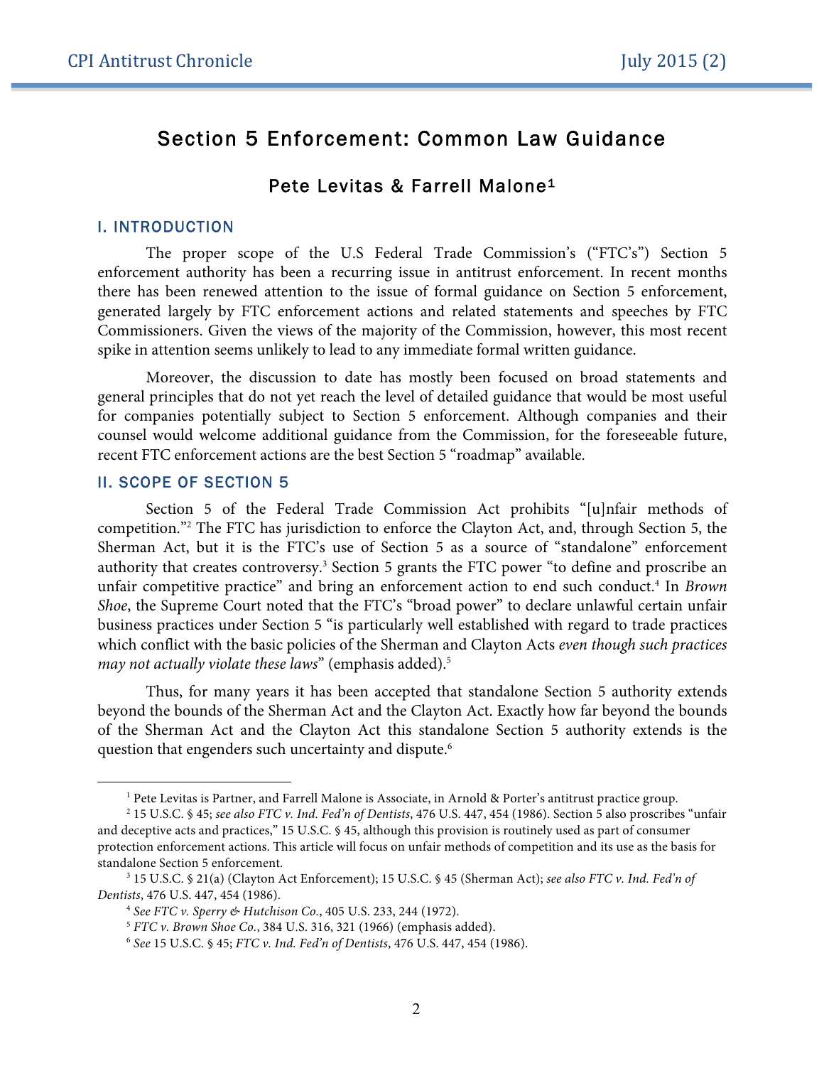# Section 5 Enforcement: Common Law Guidance

## Pete Levitas & Farrell Malone[1]

### I. INTRODUCTION

The proper scope of the U.S Federal Trade Commission's ("FTC's") Section 5 enforcement authority has been a recurring issue in antitrust enforcement. In recent months there has been renewed attention to the issue of formal guidance on Section 5 enforcement, generated largely by FTC enforcement actions and related statements and speeches by FTC Commissioners. Given the views of the majority of the Commission, however, this most recent spike in attention seems unlikely to lead to any immediate formal written guidance.

Moreover, the discussion to date has mostly been focused on broad statements and general principles that do not yet reach the level of detailed guidance that would be most useful for companies potentially subject to Section 5 enforcement. Although companies and their counsel would welcome additional guidance from the Commission, for the foreseeable future, recent FTC enforcement actions are the best Section 5 "roadmap" available.

### II. SCOPE OF SECTION 5

Section 5 of the Federal Trade Commission Act prohibits "[u]nfair methods of competition."[2] The FTC has jurisdiction to enforce the Clayton Act, and, through Section 5, the Sherman Act, but it is the FTC's use of Section 5 as a source of "standalone" enforcement authority that creates controversy.[3] Section 5 grants the FTC power "to define and proscribe an unfair competitive practice" and bring an enforcement action to end such conduct.[4] In *Brown Shoe*, the Supreme Court noted that the FTC's "broad power" to declare unlawful certain unfair business practices under Section 5 "is particularly well established with regard to trade practices which conflict with the basic policies of the Sherman and Clayton Acts *even though such practices may not actually violate these laws*" (emphasis added).[5]

Thus, for many years it has been accepted that standalone Section 5 authority extends beyond the bounds of the Sherman Act and the Clayton Act. Exactly how far beyond the bounds of the Sherman Act and the Clayton Act this standalone Section 5 authority extends is the question that engenders such uncertainty and dispute.[6]

---

[1] Pete Levitas is Partner, and Farrell Malone is Associate, in Arnold & Porter's antitrust practice group.

[2] 15 U.S.C. § 45; *see also FTC v. Ind. Fed'n of Dentists*, 476 U.S. 447, 454 (1986). Section 5 also proscribes "unfair and deceptive acts and practices," 15 U.S.C. § 45, although this provision is routinely used as part of consumer protection enforcement actions. This article will focus on unfair methods of competition and its use as the basis for standalone Section 5 enforcement.

[3] 15 U.S.C. § 21(a) (Clayton Act Enforcement); 15 U.S.C. § 45 (Sherman Act); *see also FTC v. Ind. Fed'n of Dentists*, 476 U.S. 447, 454 (1986).

[4] *See FTC v. Sperry & Hutchison Co.*, 405 U.S. 233, 244 (1972).

[5] *FTC v. Brown Shoe Co.*, 384 U.S. 316, 321 (1966) (emphasis added).

[6] *See* 15 U.S.C. § 45; *FTC v. Ind. Fed'n of Dentists*, 476 U.S. 447, 454 (1986).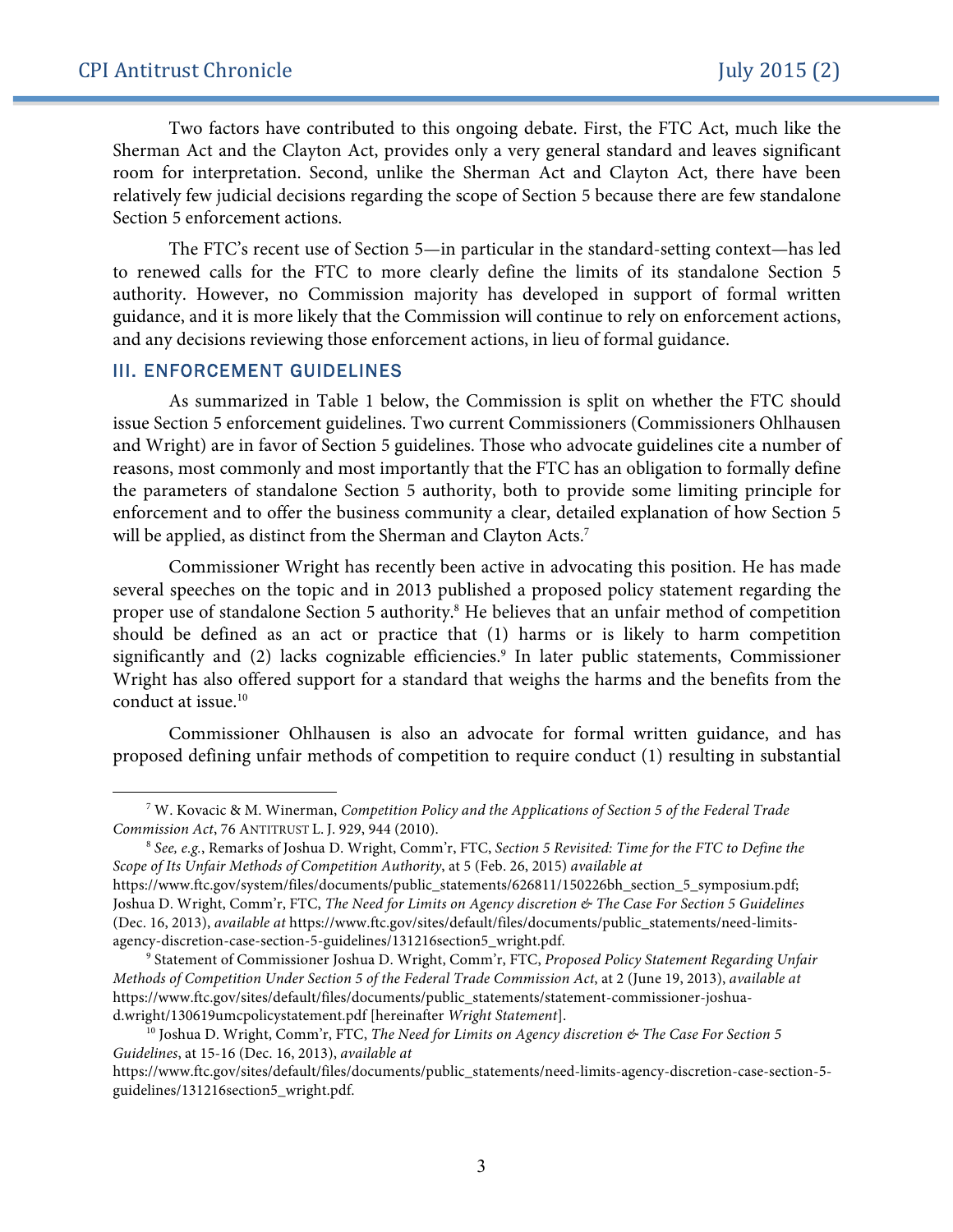Two factors have contributed to this ongoing debate. First, the FTC Act, much like the Sherman Act and the Clayton Act, provides only a very general standard and leaves significant room for interpretation. Second, unlike the Sherman Act and Clayton Act, there have been relatively few judicial decisions regarding the scope of Section 5 because there are few standalone Section 5 enforcement actions.

The FTC's recent use of Section 5—in particular in the standard-setting context—has led to renewed calls for the FTC to more clearly define the limits of its standalone Section 5 authority. However, no Commission majority has developed in support of formal written guidance, and it is more likely that the Commission will continue to rely on enforcement actions, and any decisions reviewing those enforcement actions, in lieu of formal guidance.

## III. ENFORCEMENT GUIDELINES

As summarized in Table 1 below, the Commission is split on whether the FTC should issue Section 5 enforcement guidelines. Two current Commissioners (Commissioners Ohlhausen and Wright) are in favor of Section 5 guidelines. Those who advocate guidelines cite a number of reasons, most commonly and most importantly that the FTC has an obligation to formally define the parameters of standalone Section 5 authority, both to provide some limiting principle for enforcement and to offer the business community a clear, detailed explanation of how Section 5 will be applied, as distinct from the Sherman and Clayton Acts.[7]

Commissioner Wright has recently been active in advocating this position. He has made several speeches on the topic and in 2013 published a proposed policy statement regarding the proper use of standalone Section 5 authority.[8] He believes that an unfair method of competition should be defined as an act or practice that (1) harms or is likely to harm competition significantly and (2) lacks cognizable efficiencies.[9] In later public statements, Commissioner Wright has also offered support for a standard that weighs the harms and the benefits from the conduct at issue.[10]

Commissioner Ohlhausen is also an advocate for formal written guidance, and has proposed defining unfair methods of competition to require conduct (1) resulting in substantial

---

[7] W. Kovacic & M. Winerman, *Competition Policy and the Applications of Section 5 of the Federal Trade Commission Act*, 76 ANTITRUST L. J. 929, 944 (2010).

[8] *See, e.g.*, Remarks of Joshua D. Wright, Comm'r, FTC, *Section 5 Revisited: Time for the FTC to Define the Scope of Its Unfair Methods of Competition Authority*, at 5 (Feb. 26, 2015) *available at* https://www.ftc.gov/system/files/documents/public_statements/626811/150226bh_section_5_symposium.pdf; Joshua D. Wright, Comm'r, FTC, *The Need for Limits on Agency discretion & The Case For Section 5 Guidelines* (Dec. 16, 2013), *available at* https://www.ftc.gov/sites/default/files/documents/public_statements/need-limits-agency-discretion-case-section-5-guidelines/131216section5_wright.pdf.

[9] Statement of Commissioner Joshua D. Wright, Comm'r, FTC, *Proposed Policy Statement Regarding Unfair Methods of Competition Under Section 5 of the Federal Trade Commission Act*, at 2 (June 19, 2013), *available at* https://www.ftc.gov/sites/default/files/documents/public_statements/statement-commissioner-joshua-d.wright/130619umcpolicystatement.pdf [hereinafter *Wright Statement*].

[10] Joshua D. Wright, Comm'r, FTC, *The Need for Limits on Agency discretion & The Case For Section 5 Guidelines*, at 15-16 (Dec. 16, 2013), *available at* https://www.ftc.gov/sites/default/files/documents/public_statements/need-limits-agency-discretion-case-section-5-guidelines/131216section5_wright.pdf.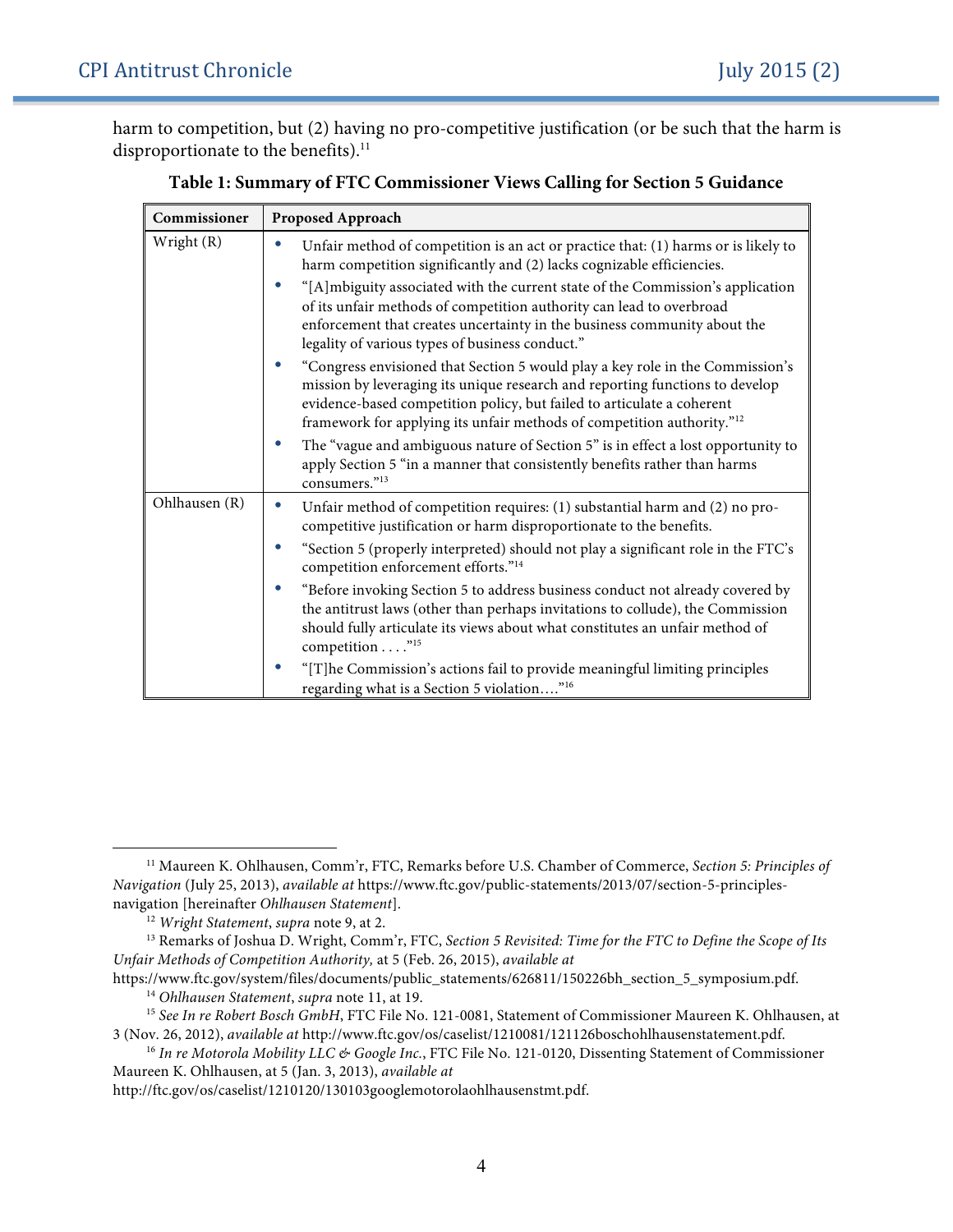harm to competition, but (2) having no pro-competitive justification (or be such that the harm is disproportionate to the benefits).[11]

**Table 1: Summary of FTC Commissioner Views Calling for Section 5 Guidance**

| Commissioner | Proposed Approach |
|---|---|
| Wright (R) | • Unfair method of competition is an act or practice that: (1) harms or is likely to harm competition significantly and (2) lacks cognizable efficiencies. <br> • "[A]mbiguity associated with the current state of the Commission's application of its unfair methods of competition authority can lead to overbroad enforcement that creates uncertainty in the business community about the legality of various types of business conduct." <br> • "Congress envisioned that Section 5 would play a key role in the Commission's mission by leveraging its unique research and reporting functions to develop evidence-based competition policy, but failed to articulate a coherent framework for applying its unfair methods of competition authority."[12] <br> • The "vague and ambiguous nature of Section 5" is in effect a lost opportunity to apply Section 5 "in a manner that consistently benefits rather than harms consumers."[13] |
| Ohlhausen (R) | • Unfair method of competition requires: (1) substantial harm and (2) no pro-competitive justification or harm disproportionate to the benefits. <br> • "Section 5 (properly interpreted) should not play a significant role in the FTC's competition enforcement efforts."[14] <br> • "Before invoking Section 5 to address business conduct not already covered by the antitrust laws (other than perhaps invitations to collude), the Commission should fully articulate its views about what constitutes an unfair method of competition . . . ."[15] <br> • "[T]he Commission's actions fail to provide meaningful limiting principles regarding what is a Section 5 violation…."[16] |

[11] Maureen K. Ohlhausen, Comm'r, FTC, Remarks before U.S. Chamber of Commerce, *Section 5: Principles of Navigation* (July 25, 2013), *available at* https://www.ftc.gov/public-statements/2013/07/section-5-principles-navigation [hereinafter *Ohlhausen Statement*].

[12] *Wright Statement*, *supra* note 9, at 2.

[13] Remarks of Joshua D. Wright, Comm'r, FTC, *Section 5 Revisited: Time for the FTC to Define the Scope of Its Unfair Methods of Competition Authority,* at 5 (Feb. 26, 2015), *available at* https://www.ftc.gov/system/files/documents/public_statements/626811/150226bh_section_5_symposium.pdf.

[14] *Ohlhausen Statement*, *supra* note 11, at 19.

[15] *See In re Robert Bosch GmbH*, FTC File No. 121-0081, Statement of Commissioner Maureen K. Ohlhausen, at 3 (Nov. 26, 2012), *available at* http://www.ftc.gov/os/caselist/1210081/121126boschohlhausenstatement.pdf.

[16] *In re Motorola Mobility LLC & Google Inc.*, FTC File No. 121-0120, Dissenting Statement of Commissioner Maureen K. Ohlhausen, at 5 (Jan. 3, 2013), *available at* http://ftc.gov/os/caselist/1210120/130103googlemotorolaohlhausenstmt.pdf.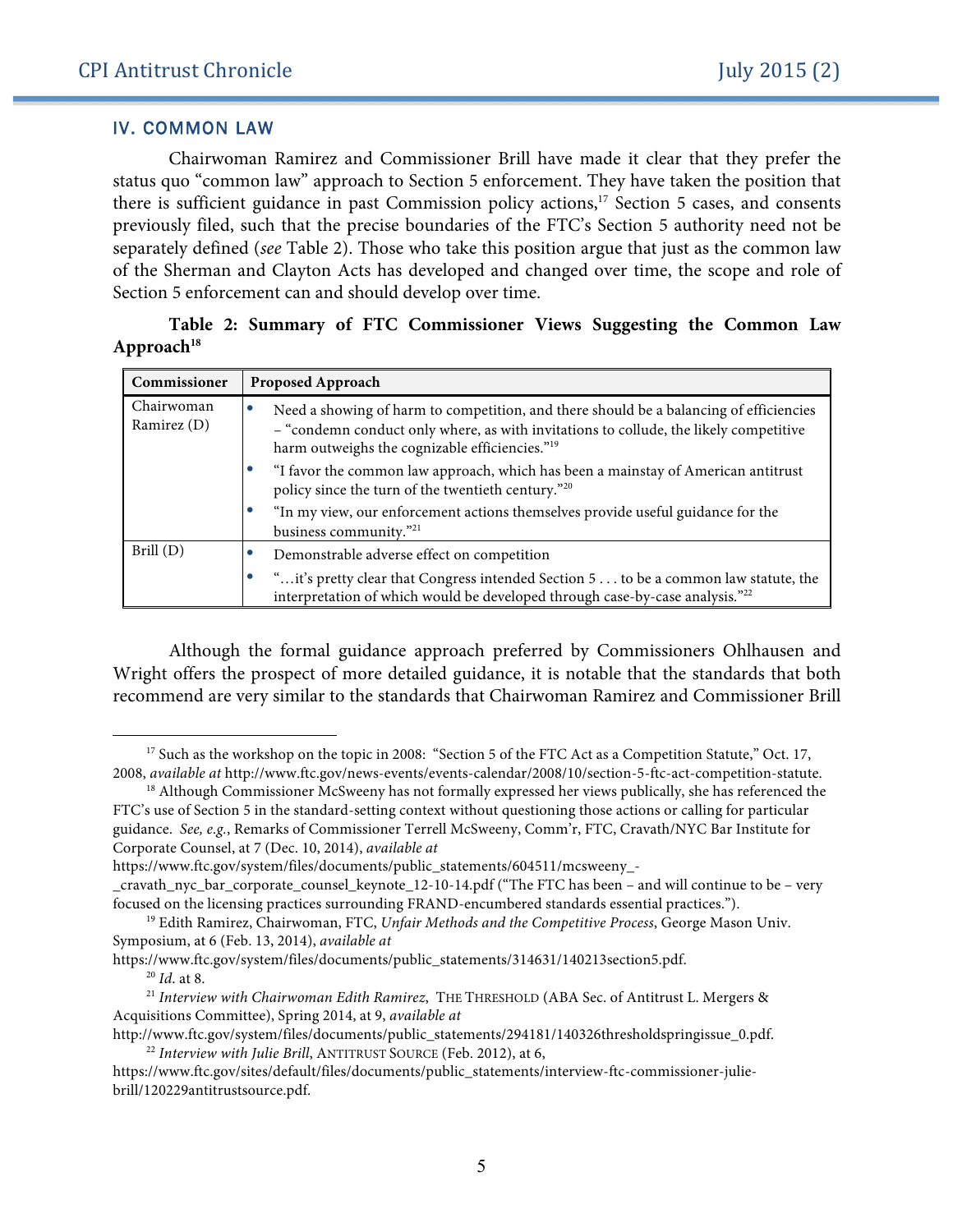## IV. COMMON LAW

Chairwoman Ramirez and Commissioner Brill have made it clear that they prefer the status quo "common law" approach to Section 5 enforcement. They have taken the position that there is sufficient guidance in past Commission policy actions,[17] Section 5 cases, and consents previously filed, such that the precise boundaries of the FTC's Section 5 authority need not be separately defined (*see* Table 2). Those who take this position argue that just as the common law of the Sherman and Clayton Acts has developed and changed over time, the scope and role of Section 5 enforcement can and should develop over time.

**Table 2: Summary of FTC Commissioner Views Suggesting the Common Law Approach[18]**

| Commissioner | Proposed Approach |
|---|---|
| Chairwoman Ramirez (D) | • Need a showing of harm to competition, and there should be a balancing of efficiencies – "condemn conduct only where, as with invitations to collude, the likely competitive harm outweighs the cognizable efficiencies."[19]<br>• "I favor the common law approach, which has been a mainstay of American antitrust policy since the turn of the twentieth century."[20]<br>• "In my view, our enforcement actions themselves provide useful guidance for the business community."[21] |
| Brill (D) | • Demonstrable adverse effect on competition<br>• "…it's pretty clear that Congress intended Section 5 . . . to be a common law statute, the interpretation of which would be developed through case-by-case analysis."[22] |

Although the formal guidance approach preferred by Commissioners Ohlhausen and Wright offers the prospect of more detailed guidance, it is notable that the standards that both recommend are very similar to the standards that Chairwoman Ramirez and Commissioner Brill

---

[17] Such as the workshop on the topic in 2008: "Section 5 of the FTC Act as a Competition Statute," Oct. 17, 2008, *available at* http://www.ftc.gov/news-events/events-calendar/2008/10/section-5-ftc-act-competition-statute.

[18] Although Commissioner McSweeny has not formally expressed her views publically, she has referenced the FTC's use of Section 5 in the standard-setting context without questioning those actions or calling for particular guidance. *See, e.g.*, Remarks of Commissioner Terrell McSweeny, Comm'r, FTC, Cravath/NYC Bar Institute for Corporate Counsel, at 7 (Dec. 10, 2014), *available at* https://www.ftc.gov/system/files/documents/public_statements/604511/mcsweeny_-_cravath_nyc_bar_corporate_counsel_keynote_12-10-14.pdf ("The FTC has been – and will continue to be – very focused on the licensing practices surrounding FRAND-encumbered standards essential practices.").

[19] Edith Ramirez, Chairwoman, FTC, *Unfair Methods and the Competitive Process*, George Mason Univ. Symposium, at 6 (Feb. 13, 2014), *available at* https://www.ftc.gov/system/files/documents/public_statements/314631/140213section5.pdf.

[20] *Id.* at 8.

[21] *Interview with Chairwoman Edith Ramirez*, THE THRESHOLD (ABA Sec. of Antitrust L. Mergers & Acquisitions Committee), Spring 2014, at 9, *available at* http://www.ftc.gov/system/files/documents/public_statements/294181/140326thresholdspringissue_0.pdf.

[22] *Interview with Julie Brill*, ANTITRUST SOURCE (Feb. 2012), at 6, https://www.ftc.gov/sites/default/files/documents/public_statements/interview-ftc-commissioner-julie-brill/120229antitrustsource.pdf.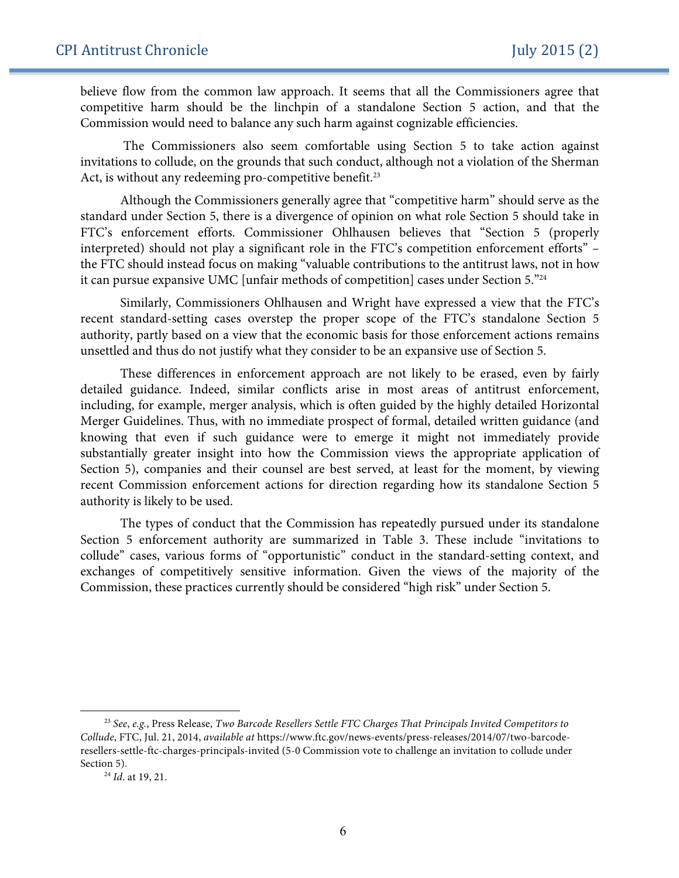believe flow from the common law approach. It seems that all the Commissioners agree that competitive harm should be the linchpin of a standalone Section 5 action, and that the Commission would need to balance any such harm against cognizable efficiencies.

The Commissioners also seem comfortable using Section 5 to take action against invitations to collude, on the grounds that such conduct, although not a violation of the Sherman Act, is without any redeeming pro-competitive benefit.[23]

Although the Commissioners generally agree that "competitive harm" should serve as the standard under Section 5, there is a divergence of opinion on what role Section 5 should take in FTC's enforcement efforts. Commissioner Ohlhausen believes that "Section 5 (properly interpreted) should not play a significant role in the FTC's competition enforcement efforts" – the FTC should instead focus on making "valuable contributions to the antitrust laws, not in how it can pursue expansive UMC [unfair methods of competition] cases under Section 5."[24]

Similarly, Commissioners Ohlhausen and Wright have expressed a view that the FTC's recent standard-setting cases overstep the proper scope of the FTC's standalone Section 5 authority, partly based on a view that the economic basis for those enforcement actions remains unsettled and thus do not justify what they consider to be an expansive use of Section 5.

These differences in enforcement approach are not likely to be erased, even by fairly detailed guidance. Indeed, similar conflicts arise in most areas of antitrust enforcement, including, for example, merger analysis, which is often guided by the highly detailed Horizontal Merger Guidelines. Thus, with no immediate prospect of formal, detailed written guidance (and knowing that even if such guidance were to emerge it might not immediately provide substantially greater insight into how the Commission views the appropriate application of Section 5), companies and their counsel are best served, at least for the moment, by viewing recent Commission enforcement actions for direction regarding how its standalone Section 5 authority is likely to be used.

The types of conduct that the Commission has repeatedly pursued under its standalone Section 5 enforcement authority are summarized in Table 3. These include "invitations to collude" cases, various forms of "opportunistic" conduct in the standard-setting context, and exchanges of competitively sensitive information. Given the views of the majority of the Commission, these practices currently should be considered "high risk" under Section 5.

---

[23] *See*, *e.g.*, Press Release, *Two Barcode Resellers Settle FTC Charges That Principals Invited Competitors to Collude*, FTC, Jul. 21, 2014, *available at* https://www.ftc.gov/news-events/press-releases/2014/07/two-barcode-resellers-settle-ftc-charges-principals-invited (5-0 Commission vote to challenge an invitation to collude under Section 5).

[24] *Id*. at 19, 21.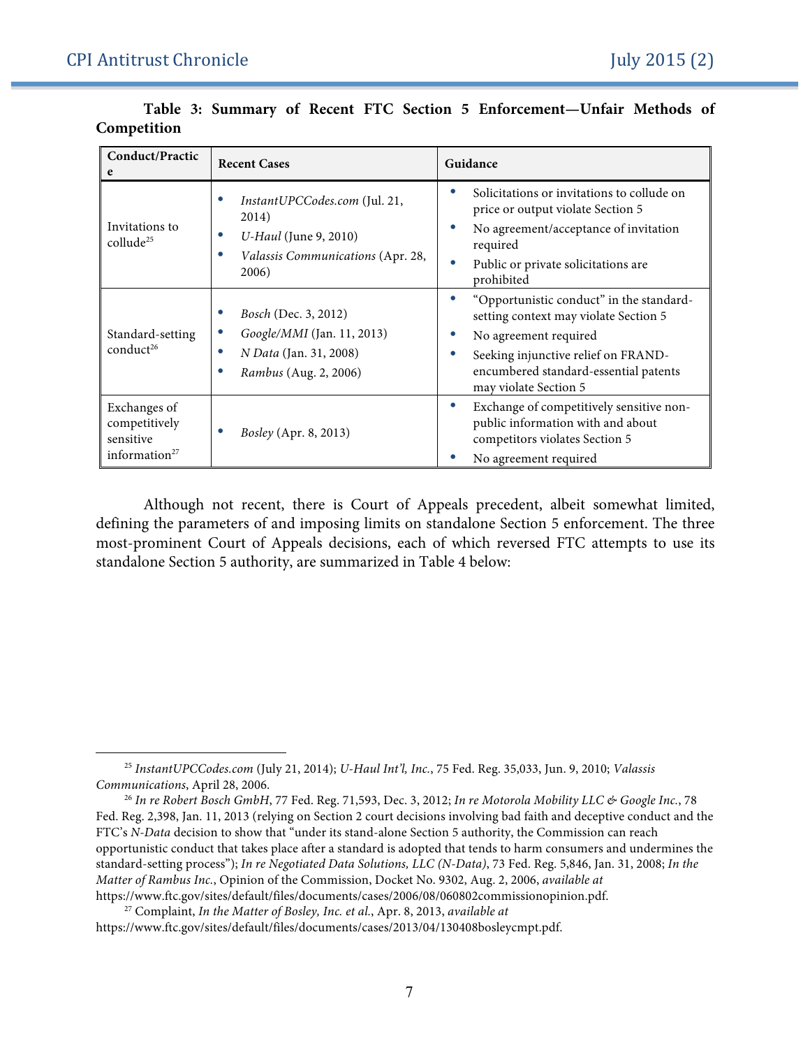**Table 3: Summary of Recent FTC Section 5 Enforcement—Unfair Methods of Competition**

| Conduct/Practice | Recent Cases | Guidance |
|---|---|---|
| Invitations to collude[25] | • *InstantUPCCodes.com* (Jul. 21, 2014)<br>• *U-Haul* (June 9, 2010)<br>• *Valassis Communications* (Apr. 28, 2006) | • Solicitations or invitations to collude on price or output violate Section 5<br>• No agreement/acceptance of invitation required<br>• Public or private solicitations are prohibited |
| Standard-setting conduct[26] | • *Bosch* (Dec. 3, 2012)<br>• *Google/MMI* (Jan. 11, 2013)<br>• *N Data* (Jan. 31, 2008)<br>• *Rambus* (Aug. 2, 2006) | • "Opportunistic conduct" in the standard-setting context may violate Section 5<br>• No agreement required<br>• Seeking injunctive relief on FRAND-encumbered standard-essential patents may violate Section 5 |
| Exchanges of competitively sensitive information[27] | • *Bosley* (Apr. 8, 2013) | • Exchange of competitively sensitive non-public information with and about competitors violates Section 5<br>• No agreement required |

Although not recent, there is Court of Appeals precedent, albeit somewhat limited, defining the parameters of and imposing limits on standalone Section 5 enforcement. The three most-prominent Court of Appeals decisions, each of which reversed FTC attempts to use its standalone Section 5 authority, are summarized in Table 4 below:

---

[25] *InstantUPCCodes.com* (July 21, 2014); *U-Haul Int'l, Inc.*, 75 Fed. Reg. 35,033, Jun. 9, 2010; *Valassis Communications*, April 28, 2006.

[26] *In re Robert Bosch GmbH*, 77 Fed. Reg. 71,593, Dec. 3, 2012; *In re Motorola Mobility LLC & Google Inc.*, 78 Fed. Reg. 2,398, Jan. 11, 2013 (relying on Section 2 court decisions involving bad faith and deceptive conduct and the FTC's *N-Data* decision to show that "under its stand-alone Section 5 authority, the Commission can reach opportunistic conduct that takes place after a standard is adopted that tends to harm consumers and undermines the standard-setting process"); *In re Negotiated Data Solutions, LLC (N-Data)*, 73 Fed. Reg. 5,846, Jan. 31, 2008; *In the Matter of Rambus Inc.*, Opinion of the Commission, Docket No. 9302, Aug. 2, 2006, *available at* https://www.ftc.gov/sites/default/files/documents/cases/2006/08/060802commissionopinion.pdf.

[27] Complaint, *In the Matter of Bosley, Inc. et al.*, Apr. 8, 2013, *available at* https://www.ftc.gov/sites/default/files/documents/cases/2013/04/130408bosleycmpt.pdf.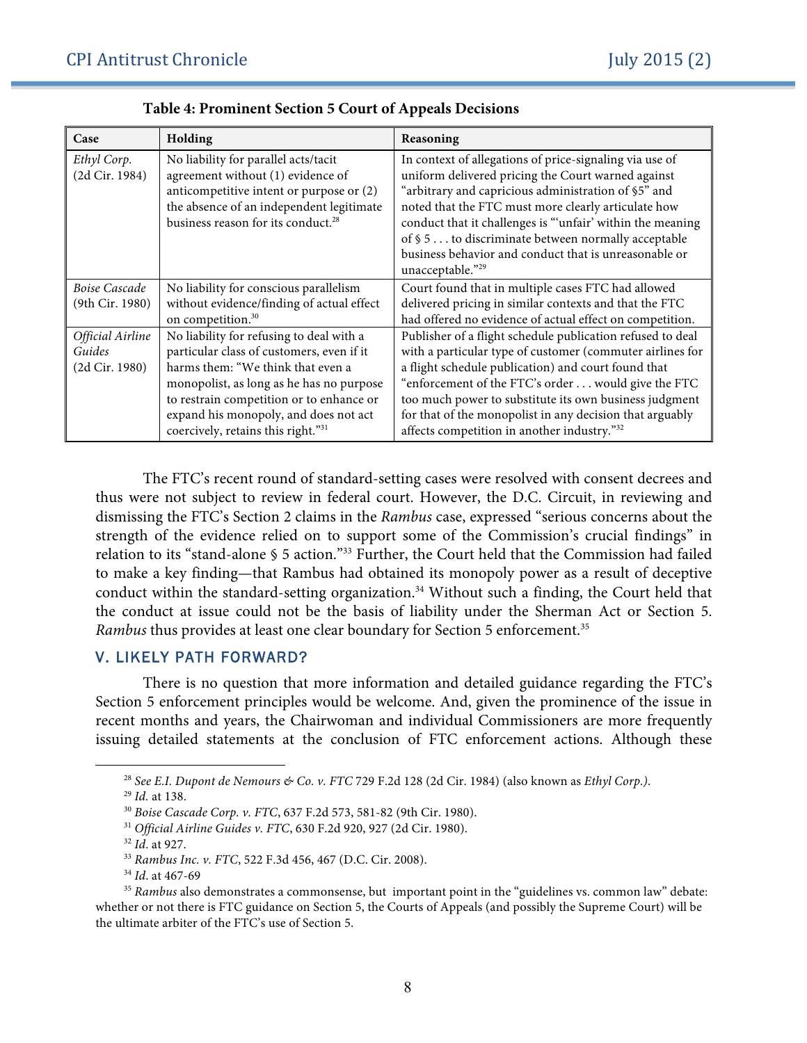**Table 4: Prominent Section 5 Court of Appeals Decisions**

| Case | Holding | Reasoning |
|---|---|---|
| *Ethyl Corp.* (2d Cir. 1984) | No liability for parallel acts/tacit agreement without (1) evidence of anticompetitive intent or purpose or (2) the absence of an independent legitimate business reason for its conduct.[28] | In context of allegations of price-signaling via use of uniform delivered pricing the Court warned against "arbitrary and capricious administration of §5" and noted that the FTC must more clearly articulate how conduct that it challenges is "'unfair' within the meaning of § 5 . . . to discriminate between normally acceptable business behavior and conduct that is unreasonable or unacceptable."[29] |
| *Boise Cascade* (9th Cir. 1980) | No liability for conscious parallelism without evidence/finding of actual effect on competition.[30] | Court found that in multiple cases FTC had allowed delivered pricing in similar contexts and that the FTC had offered no evidence of actual effect on competition. |
| *Official Airline Guides* (2d Cir. 1980) | No liability for refusing to deal with a particular class of customers, even if it harms them: "We think that even a monopolist, as long as he has no purpose to restrain competition or to enhance or expand his monopoly, and does not act coercively, retains this right."[31] | Publisher of a flight schedule publication refused to deal with a particular type of customer (commuter airlines for a flight schedule publication) and court found that "enforcement of the FTC's order . . . would give the FTC too much power to substitute its own business judgment for that of the monopolist in any decision that arguably affects competition in another industry."[32] |

The FTC's recent round of standard-setting cases were resolved with consent decrees and thus were not subject to review in federal court. However, the D.C. Circuit, in reviewing and dismissing the FTC's Section 2 claims in the *Rambus* case, expressed "serious concerns about the strength of the evidence relied on to support some of the Commission's crucial findings" in relation to its "stand-alone § 5 action."[33] Further, the Court held that the Commission had failed to make a key finding—that Rambus had obtained its monopoly power as a result of deceptive conduct within the standard-setting organization.[34] Without such a finding, the Court held that the conduct at issue could not be the basis of liability under the Sherman Act or Section 5. *Rambus* thus provides at least one clear boundary for Section 5 enforcement.[35]

## V. LIKELY PATH FORWARD?

There is no question that more information and detailed guidance regarding the FTC's Section 5 enforcement principles would be welcome. And, given the prominence of the issue in recent months and years, the Chairwoman and individual Commissioners are more frequently issuing detailed statements at the conclusion of FTC enforcement actions. Although these

---

[28] *See E.I. Dupont de Nemours & Co. v. FTC* 729 F.2d 128 (2d Cir. 1984) (also known as *Ethyl Corp.)*.

[29] *Id.* at 138.

[30] *Boise Cascade Corp. v. FTC*, 637 F.2d 573, 581-82 (9th Cir. 1980).

[31] *Official Airline Guides v. FTC*, 630 F.2d 920, 927 (2d Cir. 1980).

[32] *Id*. at 927.

[33] *Rambus Inc. v. FTC*, 522 F.3d 456, 467 (D.C. Cir. 2008).

[34] *Id*. at 467-69

[35] *Rambus* also demonstrates a commonsense, but important point in the "guidelines vs. common law" debate: whether or not there is FTC guidance on Section 5, the Courts of Appeals (and possibly the Supreme Court) will be the ultimate arbiter of the FTC's use of Section 5.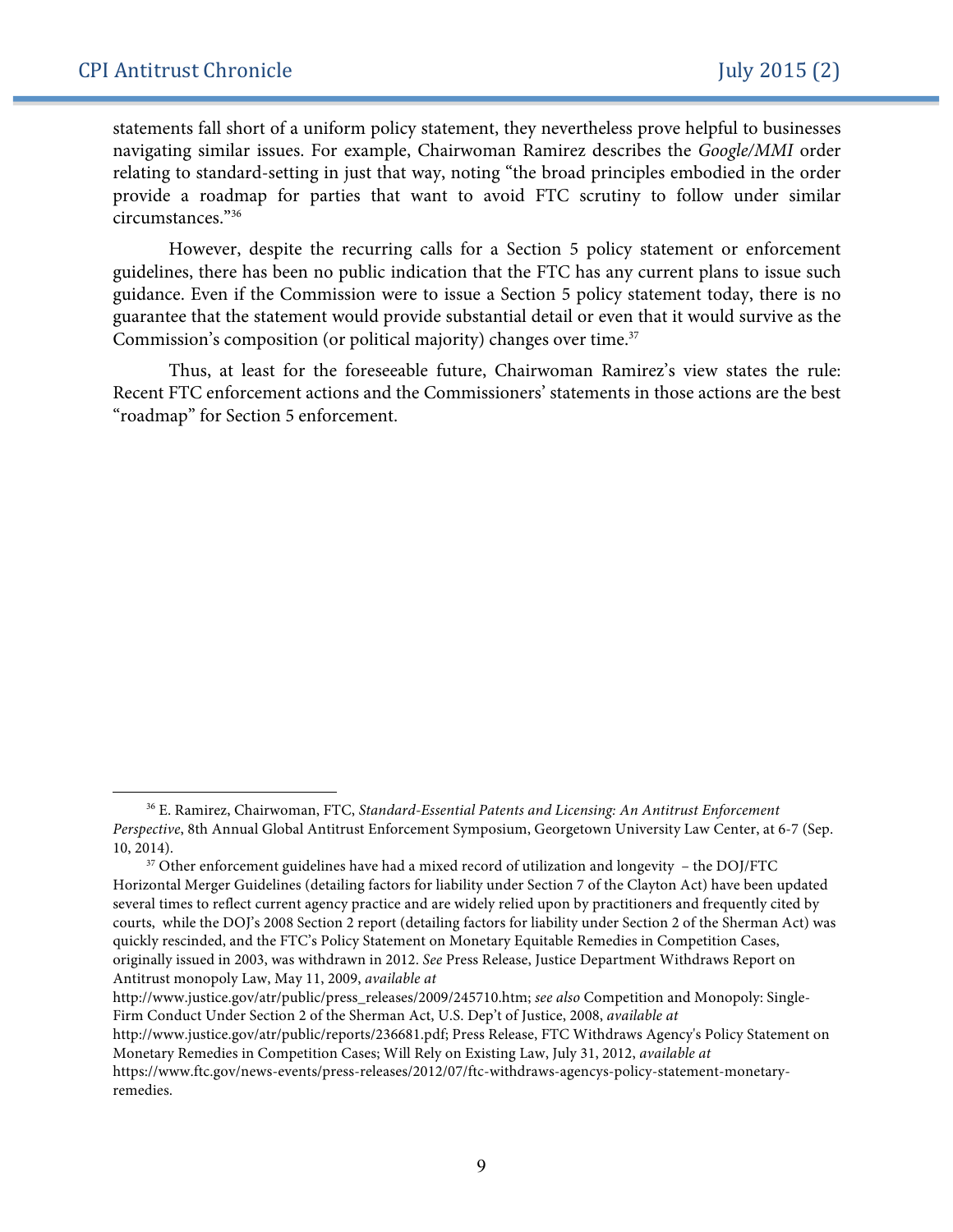statements fall short of a uniform policy statement, they nevertheless prove helpful to businesses navigating similar issues. For example, Chairwoman Ramirez describes the *Google/MMI* order relating to standard-setting in just that way, noting "the broad principles embodied in the order provide a roadmap for parties that want to avoid FTC scrutiny to follow under similar circumstances."[36]

However, despite the recurring calls for a Section 5 policy statement or enforcement guidelines, there has been no public indication that the FTC has any current plans to issue such guidance. Even if the Commission were to issue a Section 5 policy statement today, there is no guarantee that the statement would provide substantial detail or even that it would survive as the Commission's composition (or political majority) changes over time.[37]

Thus, at least for the foreseeable future, Chairwoman Ramirez's view states the rule: Recent FTC enforcement actions and the Commissioners' statements in those actions are the best "roadmap" for Section 5 enforcement.

---

[36] E. Ramirez, Chairwoman, FTC, *Standard-Essential Patents and Licensing: An Antitrust Enforcement Perspective*, 8th Annual Global Antitrust Enforcement Symposium, Georgetown University Law Center, at 6-7 (Sep. 10, 2014).

[37] Other enforcement guidelines have had a mixed record of utilization and longevity – the DOJ/FTC Horizontal Merger Guidelines (detailing factors for liability under Section 7 of the Clayton Act) have been updated several times to reflect current agency practice and are widely relied upon by practitioners and frequently cited by courts, while the DOJ's 2008 Section 2 report (detailing factors for liability under Section 2 of the Sherman Act) was quickly rescinded, and the FTC's Policy Statement on Monetary Equitable Remedies in Competition Cases, originally issued in 2003, was withdrawn in 2012. *See* Press Release, Justice Department Withdraws Report on Antitrust monopoly Law, May 11, 2009, *available at* http://www.justice.gov/atr/public/press_releases/2009/245710.htm; *see also* Competition and Monopoly: Single-Firm Conduct Under Section 2 of the Sherman Act, U.S. Dep't of Justice, 2008, *available at* http://www.justice.gov/atr/public/reports/236681.pdf; Press Release, FTC Withdraws Agency's Policy Statement on Monetary Remedies in Competition Cases; Will Rely on Existing Law, July 31, 2012, *available at* https://www.ftc.gov/news-events/press-releases/2012/07/ftc-withdraws-agencys-policy-statement-monetary-remedies.